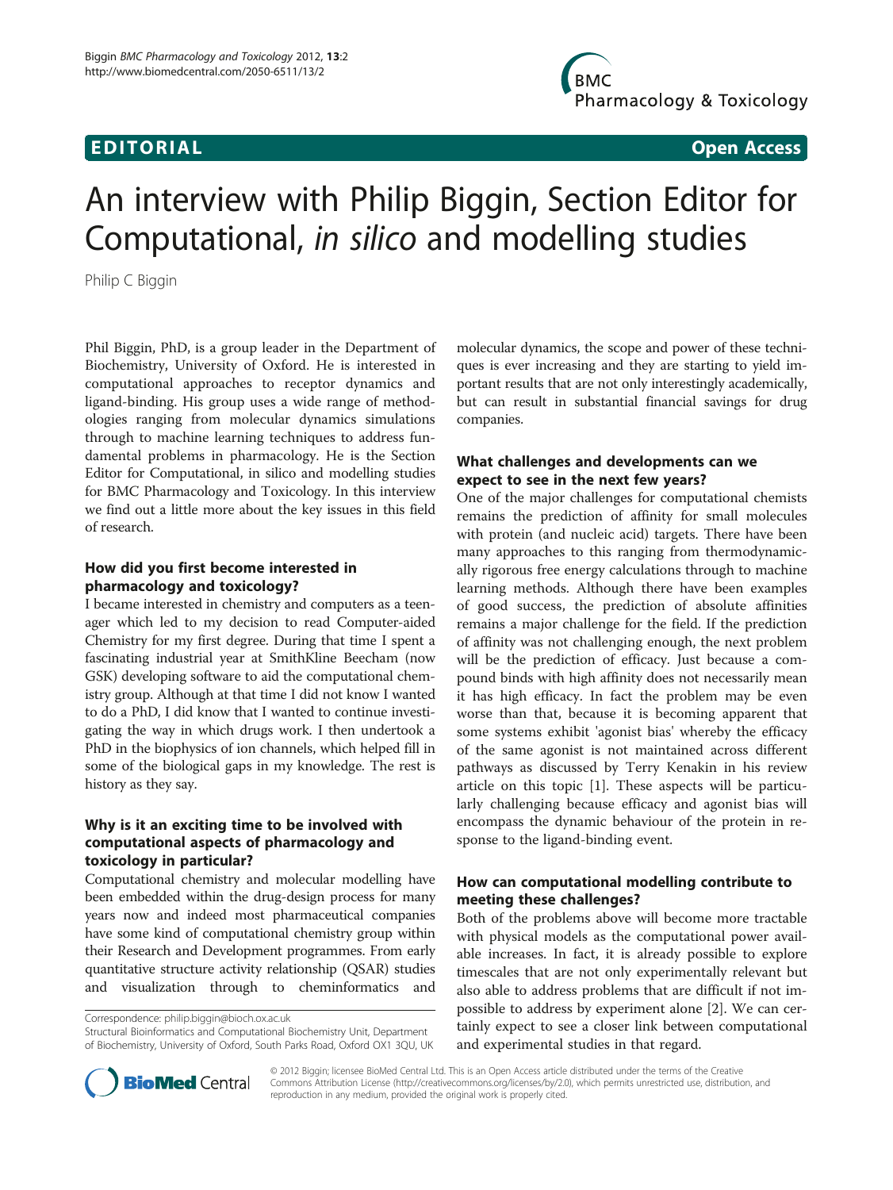EDITORIAL **Open Access**

# An interview with Philip Biggin, Section Editor for Computational, *in silico* and modelling studies

Philip C Biggin

Phil Biggin, PhD, is a group leader in the Department of Biochemistry, University of Oxford. He is interested in computational approaches to receptor dynamics and ligand-binding. His group uses a wide range of methodologies ranging from molecular dynamics simulations through to machine learning techniques to address fundamental problems in pharmacology. He is the Section Editor for Computational, in silico and modelling studies for BMC Pharmacology and Toxicology. In this interview we find out a little more about the key issues in this field of research.

## How did you first become interested in pharmacology and toxicology?

I became interested in chemistry and computers as a teenager which led to my decision to read Computer-aided Chemistry for my first degree. During that time I spent a fascinating industrial year at SmithKline Beecham (now GSK) developing software to aid the computational chemistry group. Although at that time I did not know I wanted to do a PhD, I did know that I wanted to continue investigating the way in which drugs work. I then undertook a PhD in the biophysics of ion channels, which helped fill in some of the biological gaps in my knowledge. The rest is history as they say.

## Why is it an exciting time to be involved with computational aspects of pharmacology and toxicology in particular?

Computational chemistry and molecular modelling have been embedded within the drug-design process for many years now and indeed most pharmaceutical companies have some kind of computational chemistry group within their Research and Development programmes. From early quantitative structure activity relationship (QSAR) studies and visualization through to cheminformatics and molecular dynamics, the scope and power of these techniques is ever increasing and they are starting to yield important results that are not only interestingly academically, but can result in substantial financial savings for drug companies.

## What challenges and developments can we expect to see in the next few years?

One of the major challenges for computational chemists remains the prediction of affinity for small molecules with protein (and nucleic acid) targets. There have been many approaches to this ranging from thermodynamically rigorous free energy calculations through to machine learning methods. Although there have been examples of good success, the prediction of absolute affinities remains a major challenge for the field. If the prediction of affinity was not challenging enough, the next problem will be the prediction of efficacy. Just because a compound binds with high affinity does not necessarily mean it has high efficacy. In fact the problem may be even worse than that, because it is becoming apparent that some systems exhibit 'agonist bias' whereby the efficacy of the same agonist is not maintained across different pathways as discussed by Terry Kenakin in his review article on this topic [1]. These aspects will be particularly challenging because efficacy and agonist bias will encompass the dynamic behaviour of the protein in response to the ligand-binding event.

## How can computational modelling contribute to meeting these challenges?

Both of the problems above will become more tractable with physical models as the computational power available increases. In fact, it is already possible to explore timescales that are not only experimentally relevant but also able to address problems that are difficult if not impossible to address by experiment alone [2]. We can certainly expect to see a closer link between computational and experimental studies in that regard.

Correspondence: philip.biggin@bioch.ox.ac.uk
Structural Bioinformatics and Computational Biochemistry Unit, Department of Biochemistry, University of Oxford, South Parks Road, Oxford OX1 3QU, UK

© 2012 Biggin; licensee BioMed Central Ltd. This is an Open Access article distributed under the terms of the Creative Commons Attribution License (http://creativecommons.org/licenses/by/2.0), which permits unrestricted use, distribution, and reproduction in any medium, provided the original work is properly cited.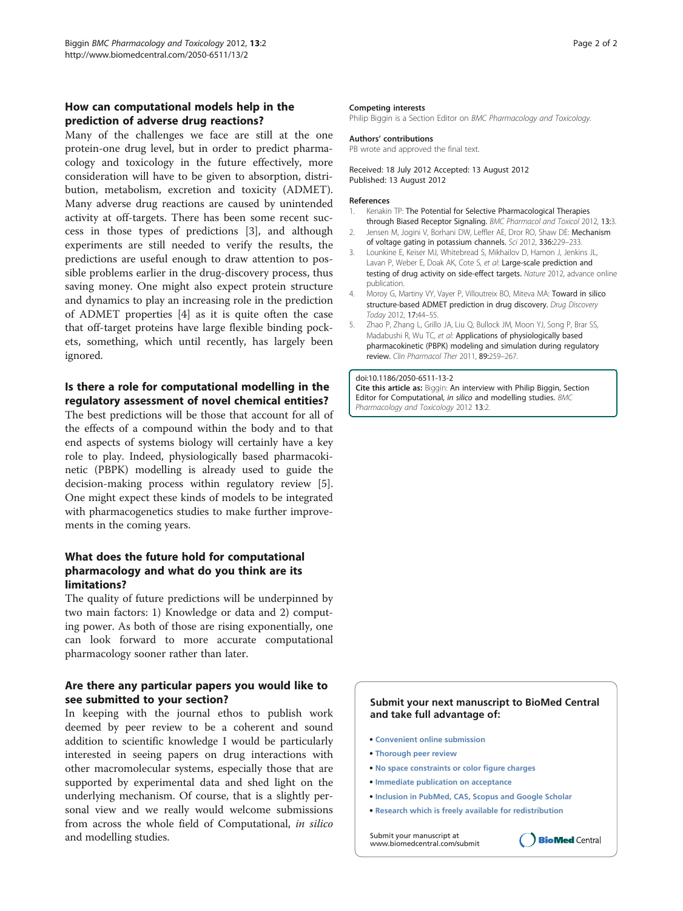## How can computational models help in the prediction of adverse drug reactions?

Many of the challenges we face are still at the one protein-one drug level, but in order to predict pharmacology and toxicology in the future effectively, more consideration will have to be given to absorption, distribution, metabolism, excretion and toxicity (ADMET). Many adverse drug reactions are caused by unintended activity at off-targets. There has been some recent success in those types of predictions [3], and although experiments are still needed to verify the results, the predictions are useful enough to draw attention to possible problems earlier in the drug-discovery process, thus saving money. One might also expect protein structure and dynamics to play an increasing role in the prediction of ADMET properties [4] as it is quite often the case that off-target proteins have large flexible binding pockets, something, which until recently, has largely been ignored.

## Is there a role for computational modelling in the regulatory assessment of novel chemical entities?

The best predictions will be those that account for all of the effects of a compound within the body and to that end aspects of systems biology will certainly have a key role to play. Indeed, physiologically based pharmacokinetic (PBPK) modelling is already used to guide the decision-making process within regulatory review [5]. One might expect these kinds of models to be integrated with pharmacogenetics studies to make further improvements in the coming years.

## What does the future hold for computational pharmacology and what do you think are its limitations?

The quality of future predictions will be underpinned by two main factors: 1) Knowledge or data and 2) computing power. As both of those are rising exponentially, one can look forward to more accurate computational pharmacology sooner rather than later.

## Are there any particular papers you would like to see submitted to your section?

In keeping with the journal ethos to publish work deemed by peer review to be a coherent and sound addition to scientific knowledge I would be particularly interested in seeing papers on drug interactions with other macromolecular systems, especially those that are supported by experimental data and shed light on the underlying mechanism. Of course, that is a slightly personal view and we really would welcome submissions from across the whole field of Computational, *in silico* and modelling studies.

### Competing interests

Philip Biggin is a Section Editor on *BMC Pharmacology and Toxicology*.

### Authors' contributions

PB wrote and approved the final text.

Received: 18 July 2012 Accepted: 13 August 2012
Published: 13 August 2012

### References

1. Kenakin TP: **The Potential for Selective Pharmacological Therapies through Biased Receptor Signaling.** *BMC Pharmacol and Toxicol* 2012, **13**:3.
2. Jensen M, Jogini V, Borhani DW, Leffler AE, Dror RO, Shaw DE: **Mechanism of voltage gating in potassium channels.** *Sci* 2012, **336**:229–233.
3. Lounkine E, Keiser MJ, Whitebread S, Mikhailov D, Hamon J, Jenkins JL, Lavan P, Weber E, Doak AK, Cote S, *et al*: **Large-scale prediction and testing of drug activity on side-effect targets.** *Nature* 2012, advance online publication.
4. Moroy G, Martiny VY, Vayer P, Villoutreix BO, Miteva MA: **Toward in silico structure-based ADMET prediction in drug discovery.** *Drug Discovery Today* 2012, **17**:44–55.
5. Zhao P, Zhang L, Grillo JA, Liu Q, Bullock JM, Moon YJ, Song P, Brar SS, Madabushi R, Wu TC, *et al*: **Applications of physiologically based pharmacokinetic (PBPK) modeling and simulation during regulatory review.** *Clin Pharmacol Ther* 2011, **89**:259–267.

doi:10.1186/2050-6511-13-2
**Cite this article as:** Biggin: An interview with Philip Biggin, Section Editor for Computational, *in silico* and modelling studies. *BMC Pharmacology and Toxicology* 2012 **13**:2.

**Submit your next manuscript to BioMed Central and take full advantage of:**

- **Convenient online submission**
- **Thorough peer review**
- **No space constraints or color figure charges**
- **Immediate publication on acceptance**
- **Inclusion in PubMed, CAS, Scopus and Google Scholar**
- **Research which is freely available for redistribution**

Submit your manuscript at
www.biomedcentral.com/submit

BioMed Central